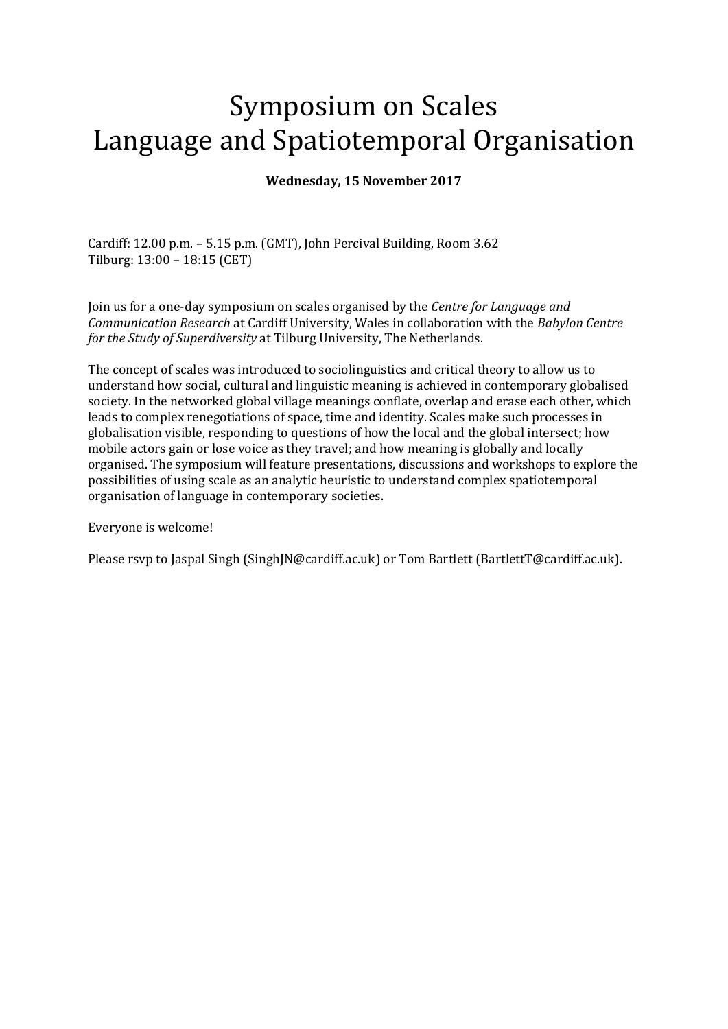# Symposium on Scales
# Language and Spatiotemporal Organisation

**Wednesday, 15 November 2017**

Cardiff: 12.00 p.m. – 5.15 p.m. (GMT), John Percival Building, Room 3.62
Tilburg: 13:00 – 18:15 (CET)

Join us for a one-day symposium on scales organised by the *Centre for Language and Communication Research* at Cardiff University, Wales in collaboration with the *Babylon Centre for the Study of Superdiversity* at Tilburg University, The Netherlands.

The concept of scales was introduced to sociolinguistics and critical theory to allow us to understand how social, cultural and linguistic meaning is achieved in contemporary globalised society. In the networked global village meanings conflate, overlap and erase each other, which leads to complex renegotiations of space, time and identity. Scales make such processes in globalisation visible, responding to questions of how the local and the global intersect; how mobile actors gain or lose voice as they travel; and how meaning is globally and locally organised. The symposium will feature presentations, discussions and workshops to explore the possibilities of using scale as an analytic heuristic to understand complex spatiotemporal organisation of language in contemporary societies.

Everyone is welcome!

Please rsvp to Jaspal Singh (SinghJN@cardiff.ac.uk) or Tom Bartlett (BartlettT@cardiff.ac.uk).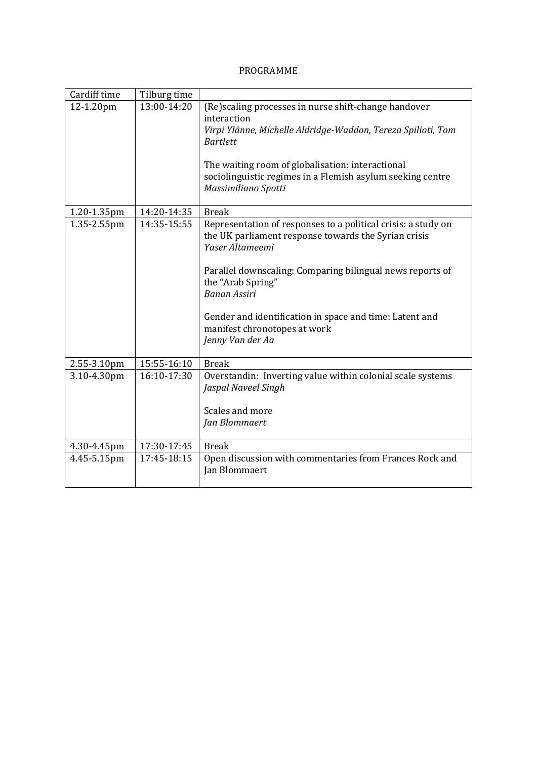PROGRAMME

| Cardiff time | Tilburg time | |
|---|---|---|
| 12-1.20pm | 13:00-14:20 | (Re)scaling processes in nurse shift-change handover interaction<br>*Virpi Ylänne, Michelle Aldridge-Waddon, Tereza Spilioti, Tom Bartlett*<br><br>The waiting room of globalisation: interactional sociolinguistic regimes in a Flemish asylum seeking centre<br>*Massimiliano Spotti* |
| 1.20-1.35pm | 14:20-14:35 | Break |
| 1.35-2.55pm | 14:35-15:55 | Representation of responses to a political crisis: a study on the UK parliament response towards the Syrian crisis<br>*Yaser Altameemi*<br><br>Parallel downscaling: Comparing bilingual news reports of the "Arab Spring"<br>*Banan Assiri*<br><br>Gender and identification in space and time: Latent and manifest chronotopes at work<br>*Jenny Van der Aa* |
| 2.55-3.10pm | 15:55-16:10 | Break |
| 3.10-4.30pm | 16:10-17:30 | Overstandin: Inverting value within colonial scale systems<br>*Jaspal Naveel Singh*<br><br>Scales and more<br>*Jan Blommaert* |
| 4.30-4.45pm | 17:30-17:45 | Break |
| 4.45-5.15pm | 17:45-18:15 | Open discussion with commentaries from Frances Rock and Jan Blommaert |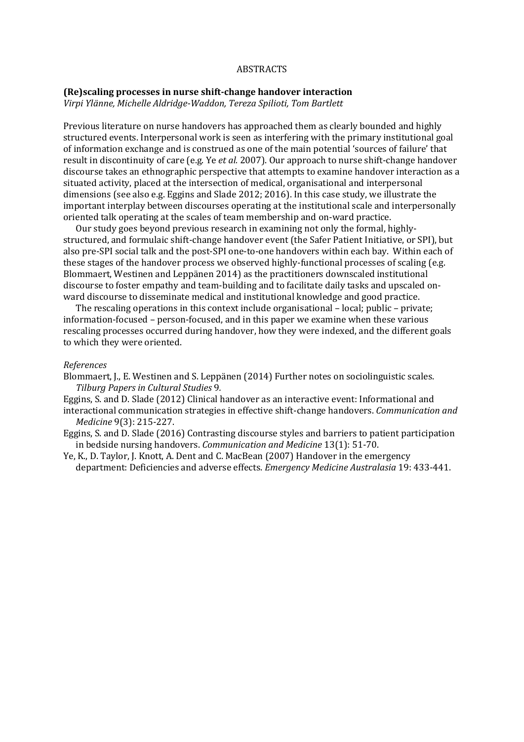ABSTRACTS

## (Re)scaling processes in nurse shift-change handover interaction

*Virpi Ylänne, Michelle Aldridge-Waddon, Tereza Spilioti, Tom Bartlett*

Previous literature on nurse handovers has approached them as clearly bounded and highly structured events. Interpersonal work is seen as interfering with the primary institutional goal of information exchange and is construed as one of the main potential 'sources of failure' that result in discontinuity of care (e.g. Ye *et al.* 2007). Our approach to nurse shift-change handover discourse takes an ethnographic perspective that attempts to examine handover interaction as a situated activity, placed at the intersection of medical, organisational and interpersonal dimensions (see also e.g. Eggins and Slade 2012; 2016). In this case study, we illustrate the important interplay between discourses operating at the institutional scale and interpersonally oriented talk operating at the scales of team membership and on-ward practice.

Our study goes beyond previous research in examining not only the formal, highly-structured, and formulaic shift-change handover event (the Safer Patient Initiative, or SPI), but also pre-SPI social talk and the post-SPI one-to-one handovers within each bay. Within each of these stages of the handover process we observed highly-functional processes of scaling (e.g. Blommaert, Westinen and Leppänen 2014) as the practitioners downscaled institutional discourse to foster empathy and team-building and to facilitate daily tasks and upscaled on-ward discourse to disseminate medical and institutional knowledge and good practice.

The rescaling operations in this context include organisational – local; public – private; information-focused – person-focused, and in this paper we examine when these various rescaling processes occurred during handover, how they were indexed, and the different goals to which they were oriented.

*References*

Blommaert, J., E. Westinen and S. Leppänen (2014) Further notes on sociolinguistic scales. *Tilburg Papers in Cultural Studies* 9.

Eggins, S. and D. Slade (2012) Clinical handover as an interactive event: Informational and interactional communication strategies in effective shift-change handovers. *Communication and Medicine* 9(3): 215-227.

Eggins, S. and D. Slade (2016) Contrasting discourse styles and barriers to patient participation in bedside nursing handovers. *Communication and Medicine* 13(1): 51-70.

Ye, K., D. Taylor, J. Knott, A. Dent and C. MacBean (2007) Handover in the emergency department: Deficiencies and adverse effects. *Emergency Medicine Australasia* 19: 433-441.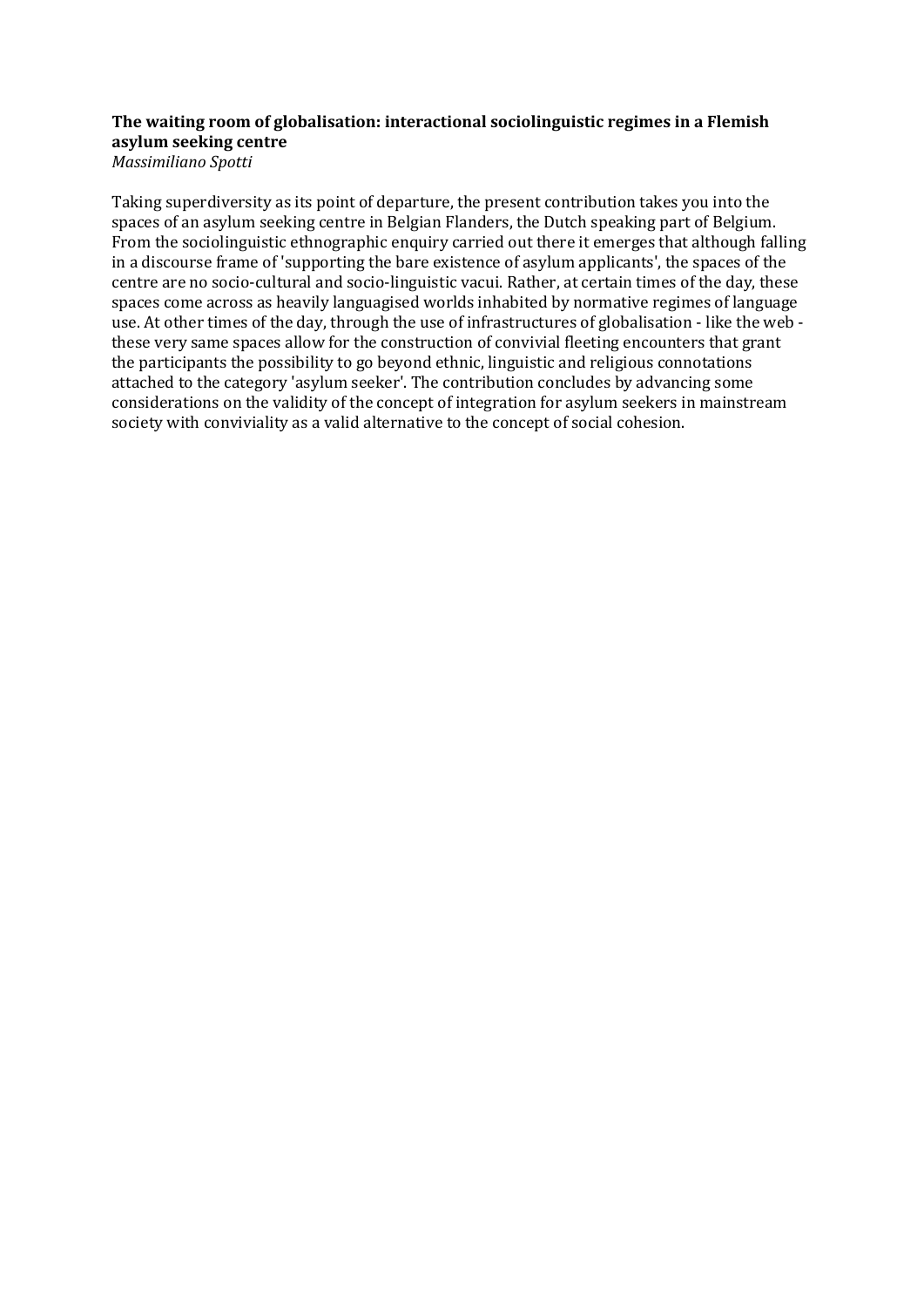**The waiting room of globalisation: interactional sociolinguistic regimes in a Flemish asylum seeking centre**

*Massimiliano Spotti*

Taking superdiversity as its point of departure, the present contribution takes you into the spaces of an asylum seeking centre in Belgian Flanders, the Dutch speaking part of Belgium. From the sociolinguistic ethnographic enquiry carried out there it emerges that although falling in a discourse frame of 'supporting the bare existence of asylum applicants', the spaces of the centre are no socio-cultural and socio-linguistic vacui. Rather, at certain times of the day, these spaces come across as heavily languagised worlds inhabited by normative regimes of language use. At other times of the day, through the use of infrastructures of globalisation - like the web - these very same spaces allow for the construction of convivial fleeting encounters that grant the participants the possibility to go beyond ethnic, linguistic and religious connotations attached to the category 'asylum seeker'. The contribution concludes by advancing some considerations on the validity of the concept of integration for asylum seekers in mainstream society with conviviality as a valid alternative to the concept of social cohesion.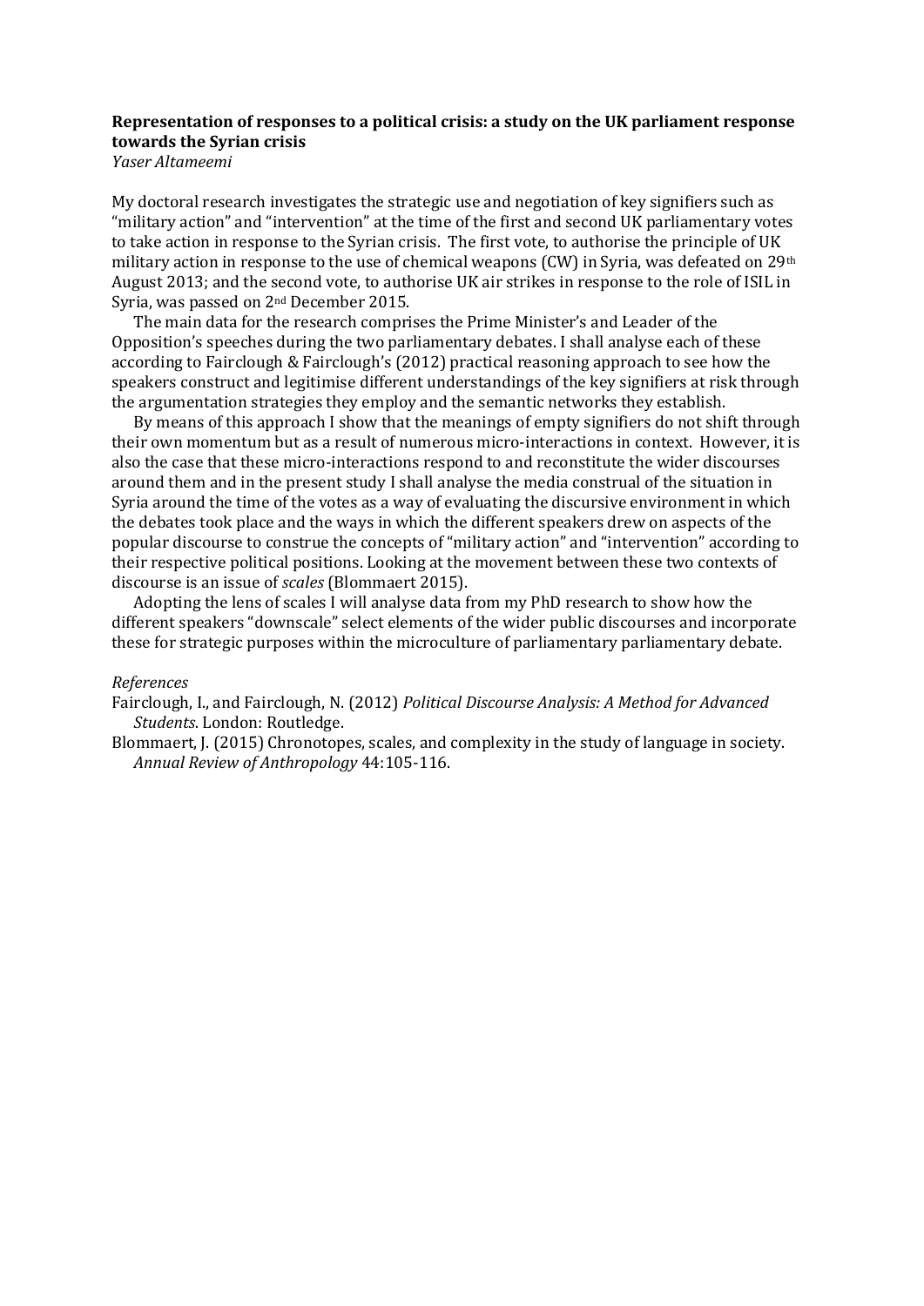**Representation of responses to a political crisis: a study on the UK parliament response towards the Syrian crisis**

*Yaser Altameemi*

My doctoral research investigates the strategic use and negotiation of key signifiers such as “military action” and “intervention” at the time of the first and second UK parliamentary votes to take action in response to the Syrian crisis. The first vote, to authorise the principle of UK military action in response to the use of chemical weapons (CW) in Syria, was defeated on 29th August 2013; and the second vote, to authorise UK air strikes in response to the role of ISIL in Syria, was passed on 2nd December 2015.

The main data for the research comprises the Prime Minister’s and Leader of the Opposition’s speeches during the two parliamentary debates. I shall analyse each of these according to Fairclough & Fairclough’s (2012) practical reasoning approach to see how the speakers construct and legitimise different understandings of the key signifiers at risk through the argumentation strategies they employ and the semantic networks they establish.

By means of this approach I show that the meanings of empty signifiers do not shift through their own momentum but as a result of numerous micro-interactions in context. However, it is also the case that these micro-interactions respond to and reconstitute the wider discourses around them and in the present study I shall analyse the media construal of the situation in Syria around the time of the votes as a way of evaluating the discursive environment in which the debates took place and the ways in which the different speakers drew on aspects of the popular discourse to construe the concepts of “military action” and “intervention” according to their respective political positions. Looking at the movement between these two contexts of discourse is an issue of *scales* (Blommaert 2015).

Adopting the lens of scales I will analyse data from my PhD research to show how the different speakers “downscale” select elements of the wider public discourses and incorporate these for strategic purposes within the microculture of parliamentary parliamentary debate.

*References*

Fairclough, I., and Fairclough, N. (2012) *Political Discourse Analysis: A Method for Advanced Students*. London: Routledge.

Blommaert, J. (2015) Chronotopes, scales, and complexity in the study of language in society. *Annual Review of Anthropology* 44:105-116.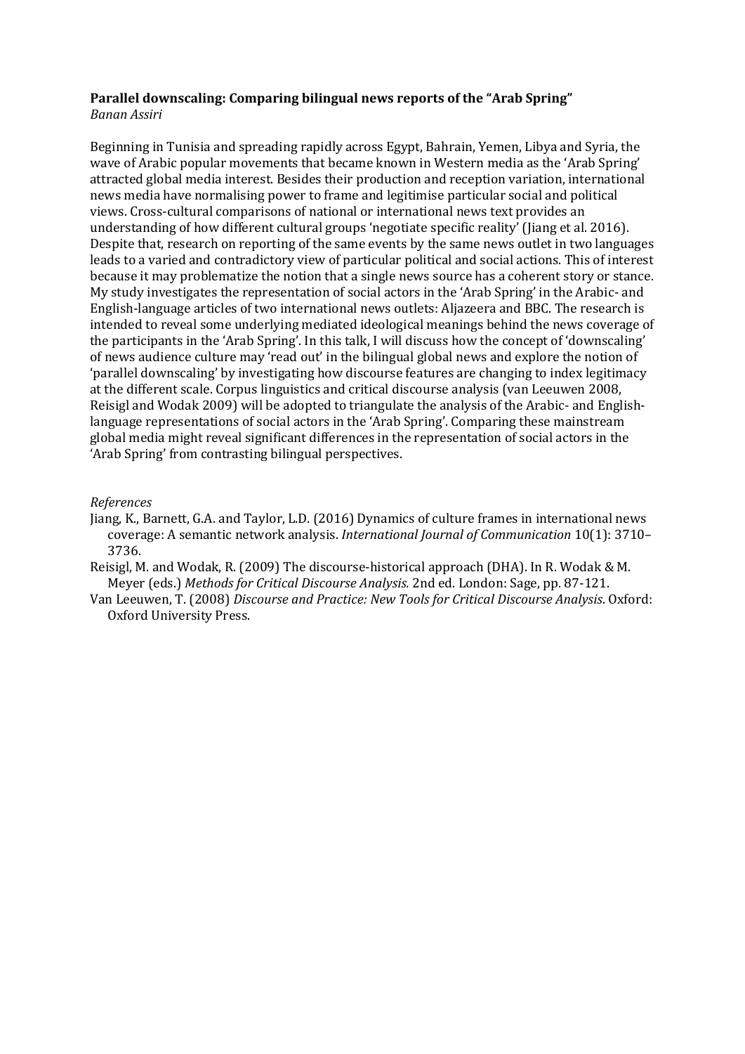**Parallel downscaling: Comparing bilingual news reports of the "Arab Spring"**
*Banan Assiri*

Beginning in Tunisia and spreading rapidly across Egypt, Bahrain, Yemen, Libya and Syria, the wave of Arabic popular movements that became known in Western media as the 'Arab Spring' attracted global media interest. Besides their production and reception variation, international news media have normalising power to frame and legitimise particular social and political views. Cross-cultural comparisons of national or international news text provides an understanding of how different cultural groups 'negotiate specific reality' (Jiang et al. 2016). Despite that, research on reporting of the same events by the same news outlet in two languages leads to a varied and contradictory view of particular political and social actions. This of interest because it may problematize the notion that a single news source has a coherent story or stance. My study investigates the representation of social actors in the 'Arab Spring' in the Arabic- and English-language articles of two international news outlets: Aljazeera and BBC. The research is intended to reveal some underlying mediated ideological meanings behind the news coverage of the participants in the 'Arab Spring'. In this talk, I will discuss how the concept of 'downscaling' of news audience culture may 'read out' in the bilingual global news and explore the notion of 'parallel downscaling' by investigating how discourse features are changing to index legitimacy at the different scale. Corpus linguistics and critical discourse analysis (van Leeuwen 2008, Reisigl and Wodak 2009) will be adopted to triangulate the analysis of the Arabic- and English-language representations of social actors in the 'Arab Spring'. Comparing these mainstream global media might reveal significant differences in the representation of social actors in the 'Arab Spring' from contrasting bilingual perspectives.

*References*

Jiang, K., Barnett, G.A. and Taylor, L.D. (2016) Dynamics of culture frames in international news coverage: A semantic network analysis. *International Journal of Communication* 10(1): 3710–3736.

Reisigl, M. and Wodak, R. (2009) The discourse-historical approach (DHA). In R. Wodak & M. Meyer (eds.) *Methods for Critical Discourse Analysis.* 2nd ed. London: Sage, pp. 87-121.

Van Leeuwen, T. (2008) *Discourse and Practice: New Tools for Critical Discourse Analysis*. Oxford: Oxford University Press.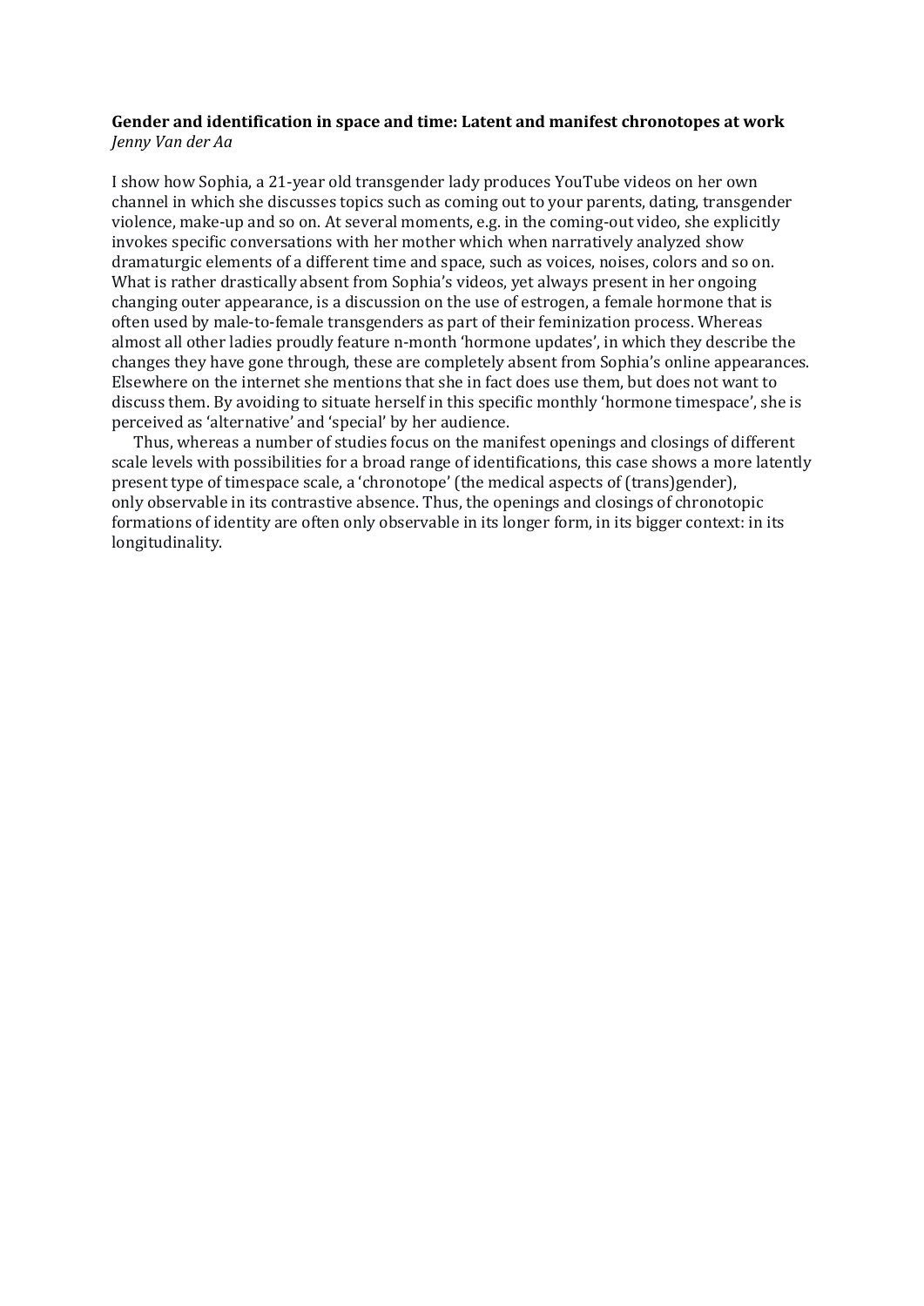**Gender and identification in space and time: Latent and manifest chronotopes at work**
*Jenny Van der Aa*

I show how Sophia, a 21-year old transgender lady produces YouTube videos on her own channel in which she discusses topics such as coming out to your parents, dating, transgender violence, make-up and so on. At several moments, e.g. in the coming-out video, she explicitly invokes specific conversations with her mother which when narratively analyzed show dramaturgic elements of a different time and space, such as voices, noises, colors and so on. What is rather drastically absent from Sophia's videos, yet always present in her ongoing changing outer appearance, is a discussion on the use of estrogen, a female hormone that is often used by male-to-female transgenders as part of their feminization process. Whereas almost all other ladies proudly feature n-month 'hormone updates', in which they describe the changes they have gone through, these are completely absent from Sophia's online appearances. Elsewhere on the internet she mentions that she in fact does use them, but does not want to discuss them. By avoiding to situate herself in this specific monthly 'hormone timespace', she is perceived as 'alternative' and 'special' by her audience.

Thus, whereas a number of studies focus on the manifest openings and closings of different scale levels with possibilities for a broad range of identifications, this case shows a more latently present type of timespace scale, a 'chronotope' (the medical aspects of (trans)gender), only observable in its contrastive absence. Thus, the openings and closings of chronotopic formations of identity are often only observable in its longer form, in its bigger context: in its longitudinality.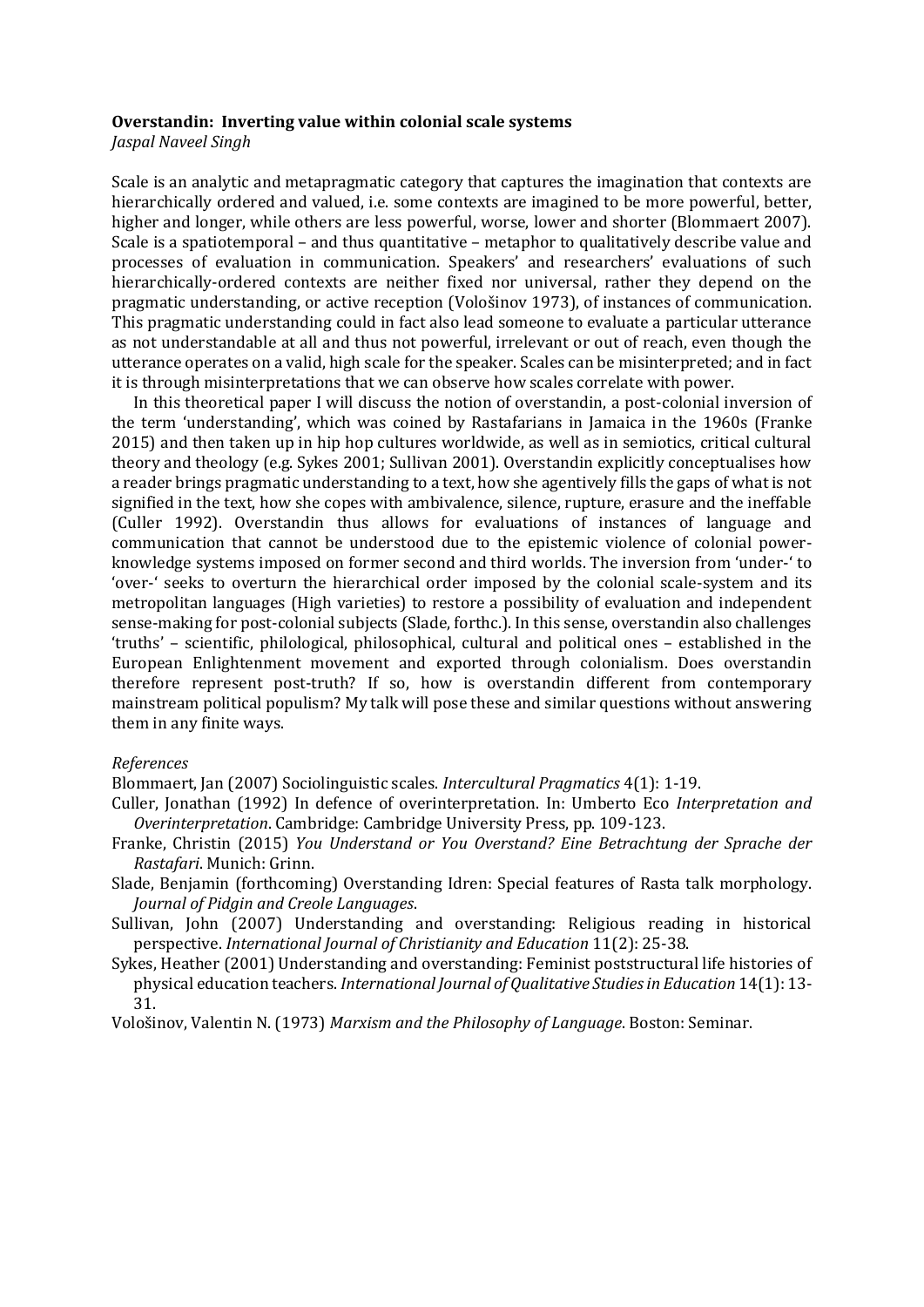**Overstandin: Inverting value within colonial scale systems**

*Jaspal Naveel Singh*

Scale is an analytic and metapragmatic category that captures the imagination that contexts are hierarchically ordered and valued, i.e. some contexts are imagined to be more powerful, better, higher and longer, while others are less powerful, worse, lower and shorter (Blommaert 2007). Scale is a spatiotemporal – and thus quantitative – metaphor to qualitatively describe value and processes of evaluation in communication. Speakers' and researchers' evaluations of such hierarchically-ordered contexts are neither fixed nor universal, rather they depend on the pragmatic understanding, or active reception (Vološinov 1973), of instances of communication. This pragmatic understanding could in fact also lead someone to evaluate a particular utterance as not understandable at all and thus not powerful, irrelevant or out of reach, even though the utterance operates on a valid, high scale for the speaker. Scales can be misinterpreted; and in fact it is through misinterpretations that we can observe how scales correlate with power.

In this theoretical paper I will discuss the notion of overstandin, a post-colonial inversion of the term 'understanding', which was coined by Rastafarians in Jamaica in the 1960s (Franke 2015) and then taken up in hip hop cultures worldwide, as well as in semiotics, critical cultural theory and theology (e.g. Sykes 2001; Sullivan 2001). Overstandin explicitly conceptualises how a reader brings pragmatic understanding to a text, how she agentively fills the gaps of what is not signified in the text, how she copes with ambivalence, silence, rupture, erasure and the ineffable (Culler 1992). Overstandin thus allows for evaluations of instances of language and communication that cannot be understood due to the epistemic violence of colonial power-knowledge systems imposed on former second and third worlds. The inversion from 'under-' to 'over-' seeks to overturn the hierarchical order imposed by the colonial scale-system and its metropolitan languages (High varieties) to restore a possibility of evaluation and independent sense-making for post-colonial subjects (Slade, forthc.). In this sense, overstandin also challenges 'truths' – scientific, philological, philosophical, cultural and political ones – established in the European Enlightenment movement and exported through colonialism. Does overstandin therefore represent post-truth? If so, how is overstandin different from contemporary mainstream political populism? My talk will pose these and similar questions without answering them in any finite ways.

*References*

Blommaert, Jan (2007) Sociolinguistic scales. *Intercultural Pragmatics* 4(1): 1-19.

Culler, Jonathan (1992) In defence of overinterpretation. In: Umberto Eco *Interpretation and Overinterpretation*. Cambridge: Cambridge University Press, pp. 109-123.

Franke, Christin (2015) *You Understand or You Overstand? Eine Betrachtung der Sprache der Rastafari*. Munich: Grinn.

Slade, Benjamin (forthcoming) Overstanding Idren: Special features of Rasta talk morphology. *Journal of Pidgin and Creole Languages*.

Sullivan, John (2007) Understanding and overstanding: Religious reading in historical perspective. *International Journal of Christianity and Education* 11(2): 25-38.

Sykes, Heather (2001) Understanding and overstanding: Feminist poststructural life histories of physical education teachers. *International Journal of Qualitative Studies in Education* 14(1): 13-31.

Vološinov, Valentin N. (1973) *Marxism and the Philosophy of Language*. Boston: Seminar.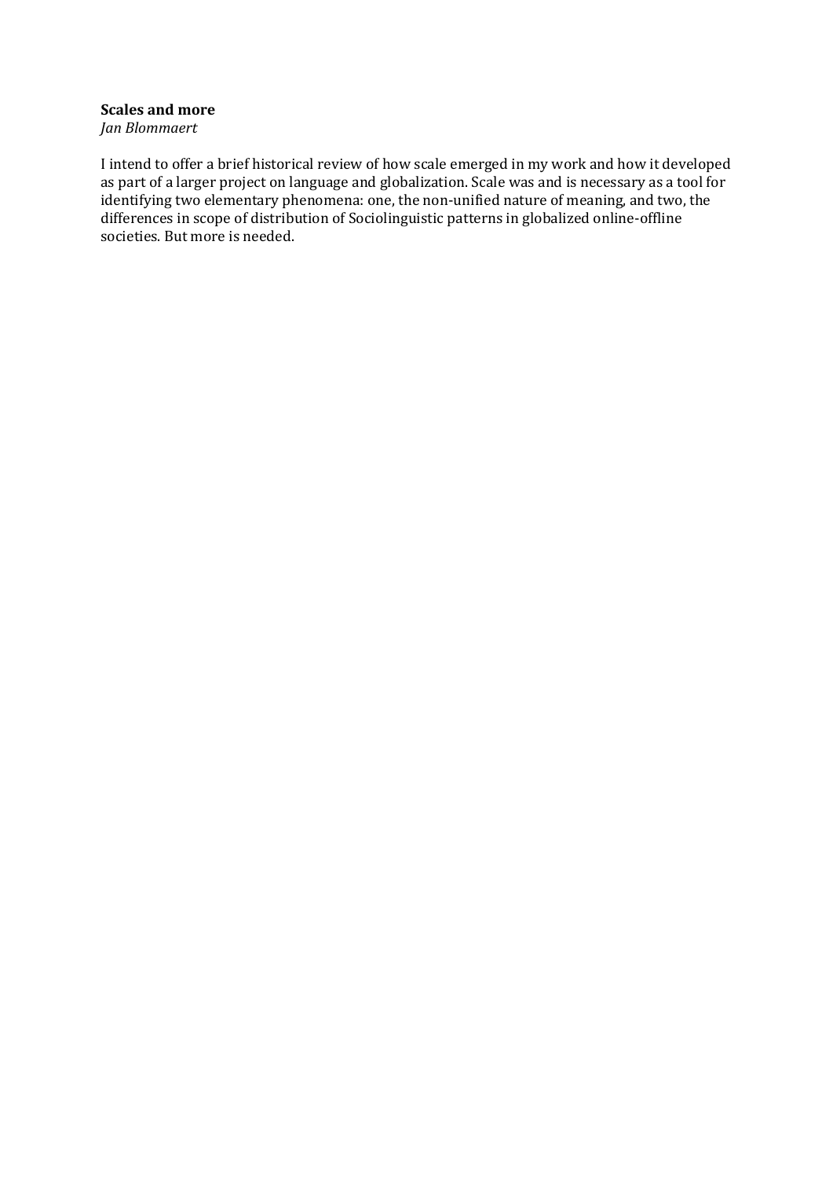**Scales and more**

*Jan Blommaert*

I intend to offer a brief historical review of how scale emerged in my work and how it developed as part of a larger project on language and globalization. Scale was and is necessary as a tool for identifying two elementary phenomena: one, the non-unified nature of meaning, and two, the differences in scope of distribution of Sociolinguistic patterns in globalized online-offline societies. But more is needed.